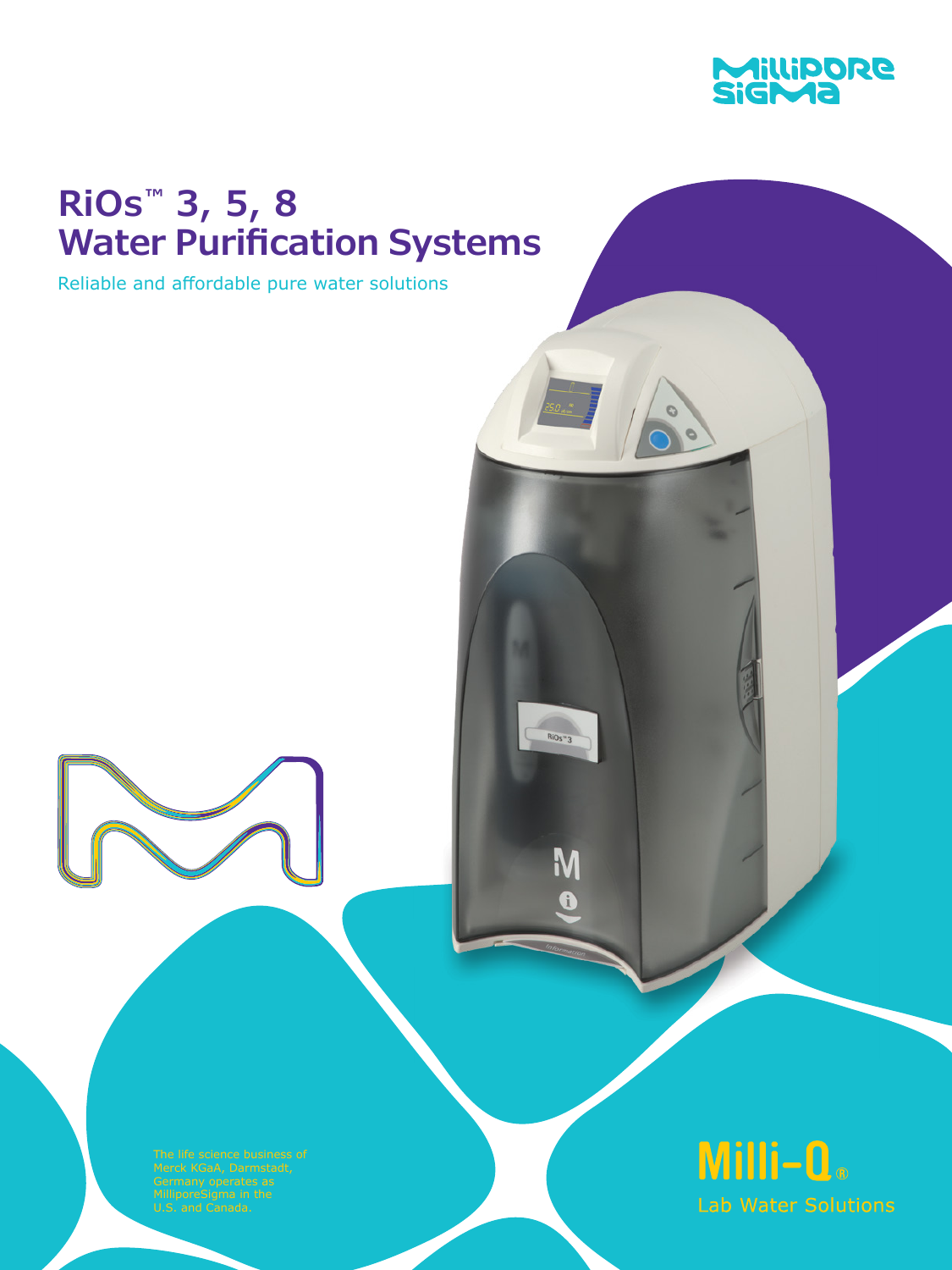MilliporeSigma

# RiOs™ 3, 5, 8 Water Purification Systems

Reliable and affordable pure water solutions

The life science business of Merck KGaA, Darmstadt, Germany operates as MilliporeSigma in the U.S. and Canada.

Milli-Q®

Lab Water Solutions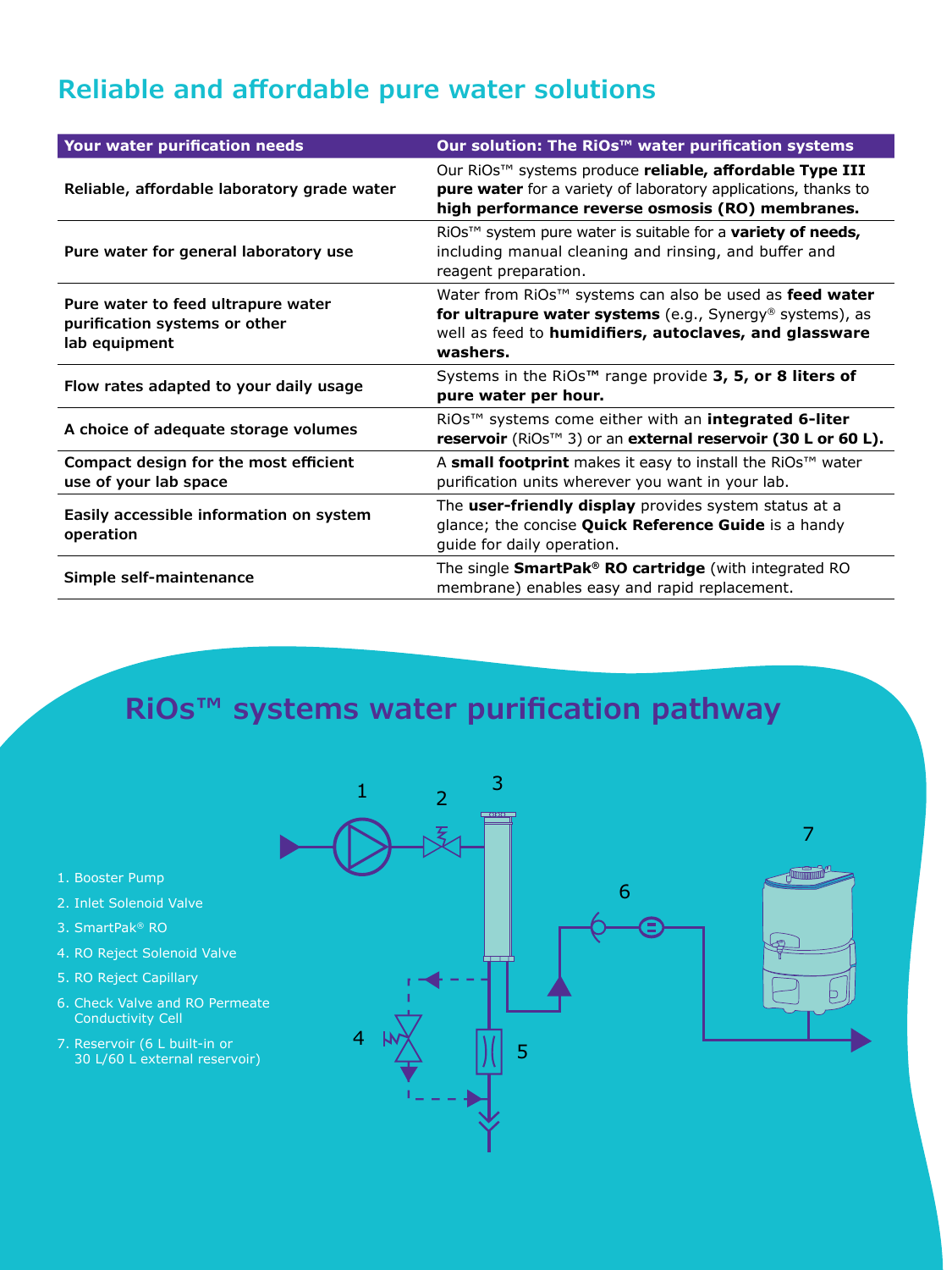## Reliable and affordable pure water solutions

| Your water purification needs | Our solution: The RiOs™ water purification systems |
|---|---|
| Reliable, affordable laboratory grade water | Our RiOs™ systems produce **reliable, affordable Type III pure water** for a variety of laboratory applications, thanks to **high performance reverse osmosis (RO) membranes.** |
| Pure water for general laboratory use | RiOs™ system pure water is suitable for a **variety of needs,** including manual cleaning and rinsing, and buffer and reagent preparation. |
| Pure water to feed ultrapure water purification systems or other lab equipment | Water from RiOs™ systems can also be used as **feed water for ultrapure water systems** (e.g., Synergy® systems), as well as feed to **humidifiers, autoclaves, and glassware washers.** |
| Flow rates adapted to your daily usage | Systems in the RiOs™ range provide **3, 5, or 8 liters of pure water per hour.** |
| A choice of adequate storage volumes | RiOs™ systems come either with an **integrated 6-liter reservoir** (RiOs™ 3) or an **external reservoir (30 L or 60 L).** |
| Compact design for the most efficient use of your lab space | A **small footprint** makes it easy to install the RiOs™ water purification units wherever you want in your lab. |
| Easily accessible information on system operation | The **user-friendly display** provides system status at a glance; the concise **Quick Reference Guide** is a handy guide for daily operation. |
| Simple self-maintenance | The single **SmartPak® RO cartridge** (with integrated RO membrane) enables easy and rapid replacement. |

## RiOs™ systems water purification pathway

1. Booster Pump
2. Inlet Solenoid Valve
3. SmartPak® RO
4. RO Reject Solenoid Valve
5. RO Reject Capillary
6. Check Valve and RO Permeate Conductivity Cell
7. Reservoir (6 L built-in or 30 L/60 L external reservoir)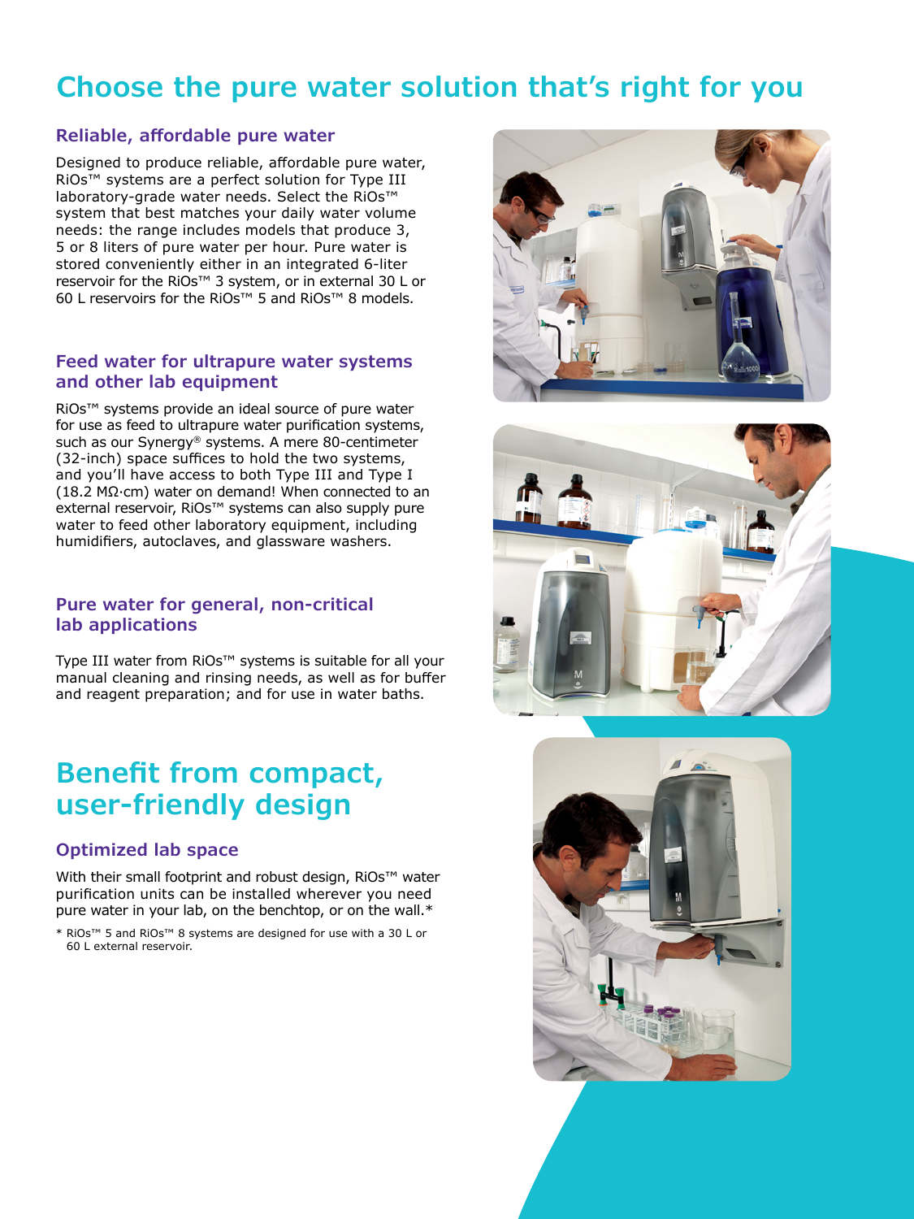# Choose the pure water solution that's right for you

## Reliable, affordable pure water

Designed to produce reliable, affordable pure water, RiOs™ systems are a perfect solution for Type III laboratory-grade water needs. Select the RiOs™ system that best matches your daily water volume needs: the range includes models that produce 3, 5 or 8 liters of pure water per hour. Pure water is stored conveniently either in an integrated 6-liter reservoir for the RiOs™ 3 system, or in external 30 L or 60 L reservoirs for the RiOs™ 5 and RiOs™ 8 models.

## Feed water for ultrapure water systems and other lab equipment

RiOs™ systems provide an ideal source of pure water for use as feed to ultrapure water purification systems, such as our Synergy® systems. A mere 80-centimeter (32-inch) space suffices to hold the two systems, and you'll have access to both Type III and Type I (18.2 MΩ·cm) water on demand! When connected to an external reservoir, RiOs™ systems can also supply pure water to feed other laboratory equipment, including humidifiers, autoclaves, and glassware washers.

## Pure water for general, non-critical lab applications

Type III water from RiOs™ systems is suitable for all your manual cleaning and rinsing needs, as well as for buffer and reagent preparation; and for use in water baths.

# Benefit from compact, user-friendly design

## Optimized lab space

With their small footprint and robust design, RiOs™ water purification units can be installed wherever you need pure water in your lab, on the benchtop, or on the wall.*

\* RiOs™ 5 and RiOs™ 8 systems are designed for use with a 30 L or 60 L external reservoir.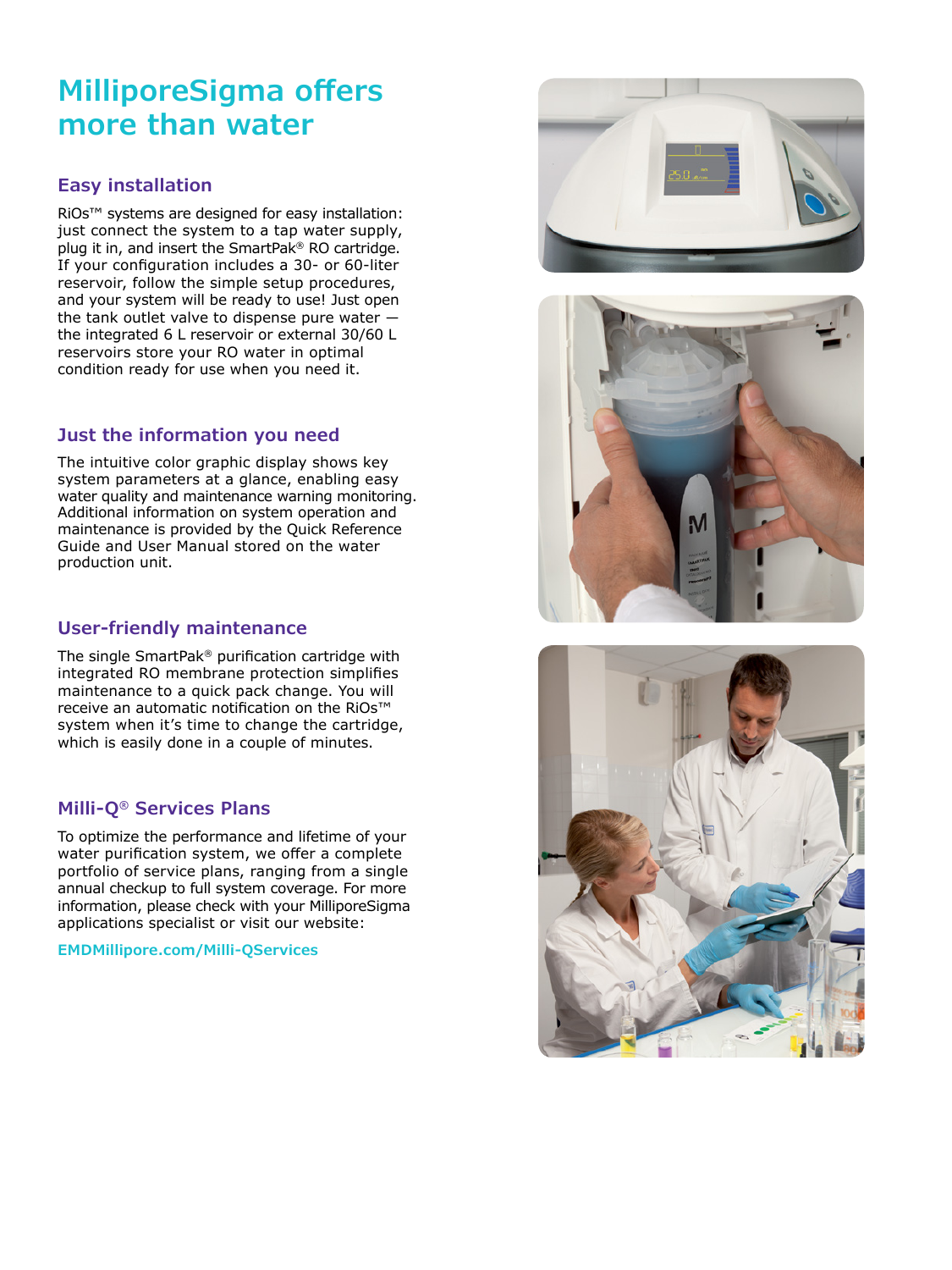# MilliporeSigma offers more than water

## Easy installation

RiOs™ systems are designed for easy installation: just connect the system to a tap water supply, plug it in, and insert the SmartPak® RO cartridge. If your configuration includes a 30- or 60-liter reservoir, follow the simple setup procedures, and your system will be ready to use! Just open the tank outlet valve to dispense pure water — the integrated 6 L reservoir or external 30/60 L reservoirs store your RO water in optimal condition ready for use when you need it.

## Just the information you need

The intuitive color graphic display shows key system parameters at a glance, enabling easy water quality and maintenance warning monitoring. Additional information on system operation and maintenance is provided by the Quick Reference Guide and User Manual stored on the water production unit.

## User-friendly maintenance

The single SmartPak® purification cartridge with integrated RO membrane protection simplifies maintenance to a quick pack change. You will receive an automatic notification on the RiOs™ system when it's time to change the cartridge, which is easily done in a couple of minutes.

## Milli-Q® Services Plans

To optimize the performance and lifetime of your water purification system, we offer a complete portfolio of service plans, ranging from a single annual checkup to full system coverage. For more information, please check with your MilliporeSigma applications specialist or visit our website:

**EMDMillipore.com/Milli-QServices**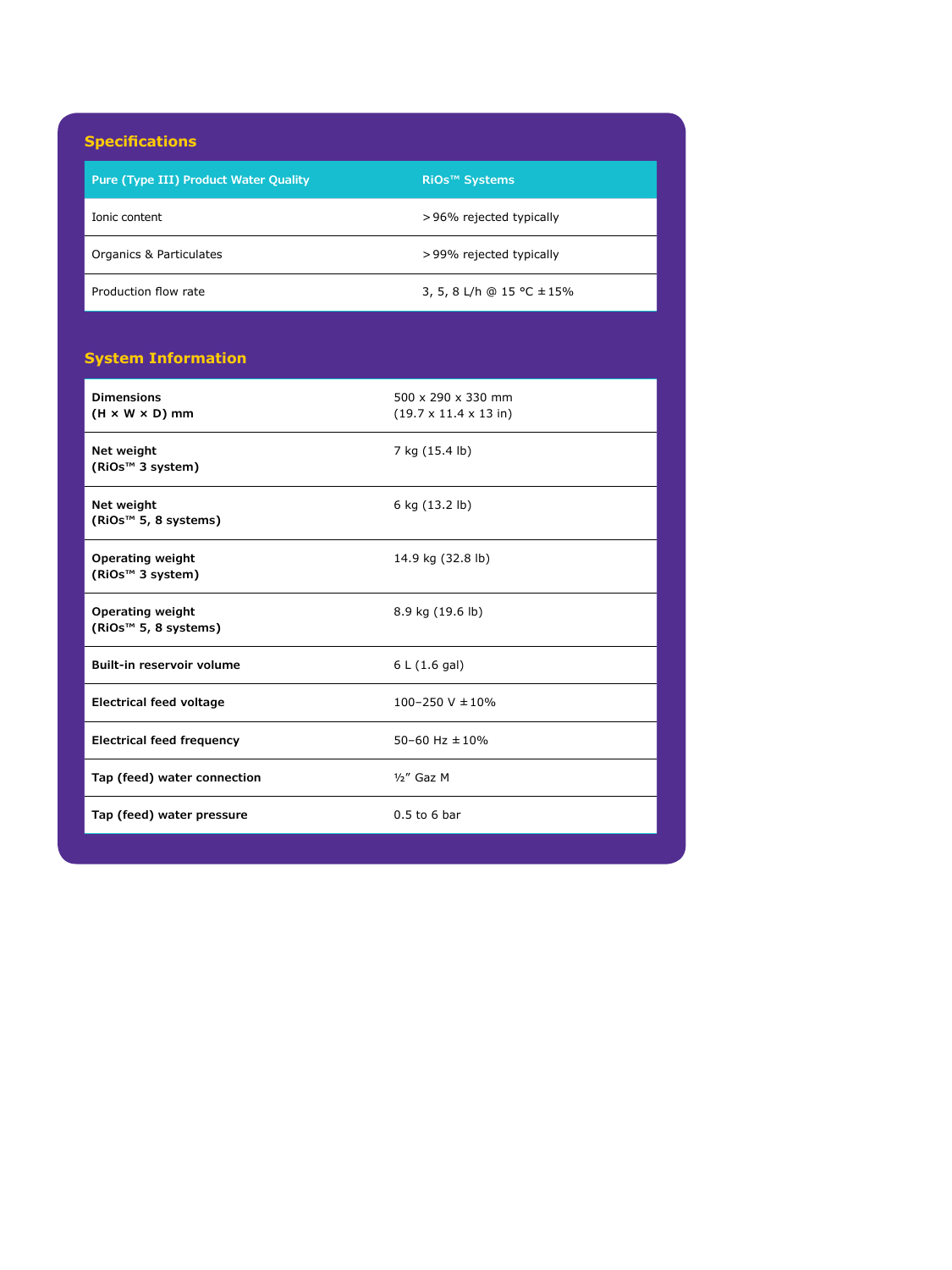## Specifications

| Pure (Type III) Product Water Quality | RiOs™ Systems |
| --- | --- |
| Ionic content | > 96% rejected typically |
| Organics & Particulates | > 99% rejected typically |
| Production flow rate | 3, 5, 8 L/h @ 15 °C ± 15% |

## System Information

| | |
| --- | --- |
| **Dimensions (H × W × D) mm** | 500 x 290 x 330 mm (19.7 x 11.4 x 13 in) |
| **Net weight (RiOs™ 3 system)** | 7 kg (15.4 lb) |
| **Net weight (RiOs™ 5, 8 systems)** | 6 kg (13.2 lb) |
| **Operating weight (RiOs™ 3 system)** | 14.9 kg (32.8 lb) |
| **Operating weight (RiOs™ 5, 8 systems)** | 8.9 kg (19.6 lb) |
| **Built-in reservoir volume** | 6 L (1.6 gal) |
| **Electrical feed voltage** | 100–250 V ± 10% |
| **Electrical feed frequency** | 50–60 Hz ± 10% |
| **Tap (feed) water connection** | ½" Gaz M |
| **Tap (feed) water pressure** | 0.5 to 6 bar |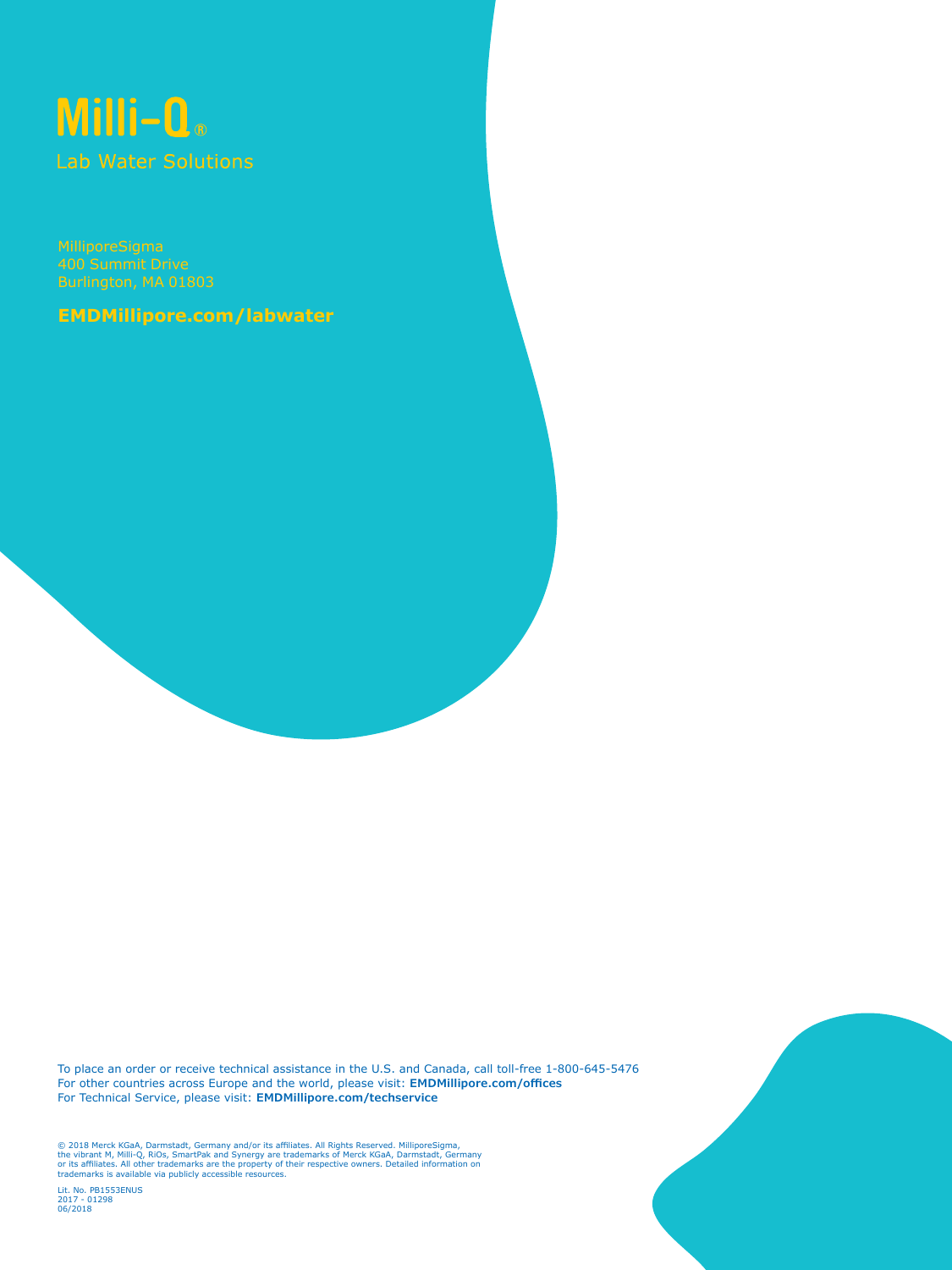# Milli-Q®

Lab Water Solutions

MilliporeSigma
400 Summit Drive
Burlington, MA 01803

**EMDMillipore.com/labwater**

To place an order or receive technical assistance in the U.S. and Canada, call toll-free 1-800-645-5476
For other countries across Europe and the world, please visit: **EMDMillipore.com/offices**
For Technical Service, please visit: **EMDMillipore.com/techservice**

© 2018 Merck KGaA, Darmstadt, Germany and/or its affiliates. All Rights Reserved. MilliporeSigma, the vibrant M, Milli-Q, RiOs, SmartPak and Synergy are trademarks of Merck KGaA, Darmstadt, Germany or its affiliates. All other trademarks are the property of their respective owners. Detailed information on trademarks is available via publicly accessible resources.

Lit. No. PB1553ENUS
2017 - 01298
06/2018